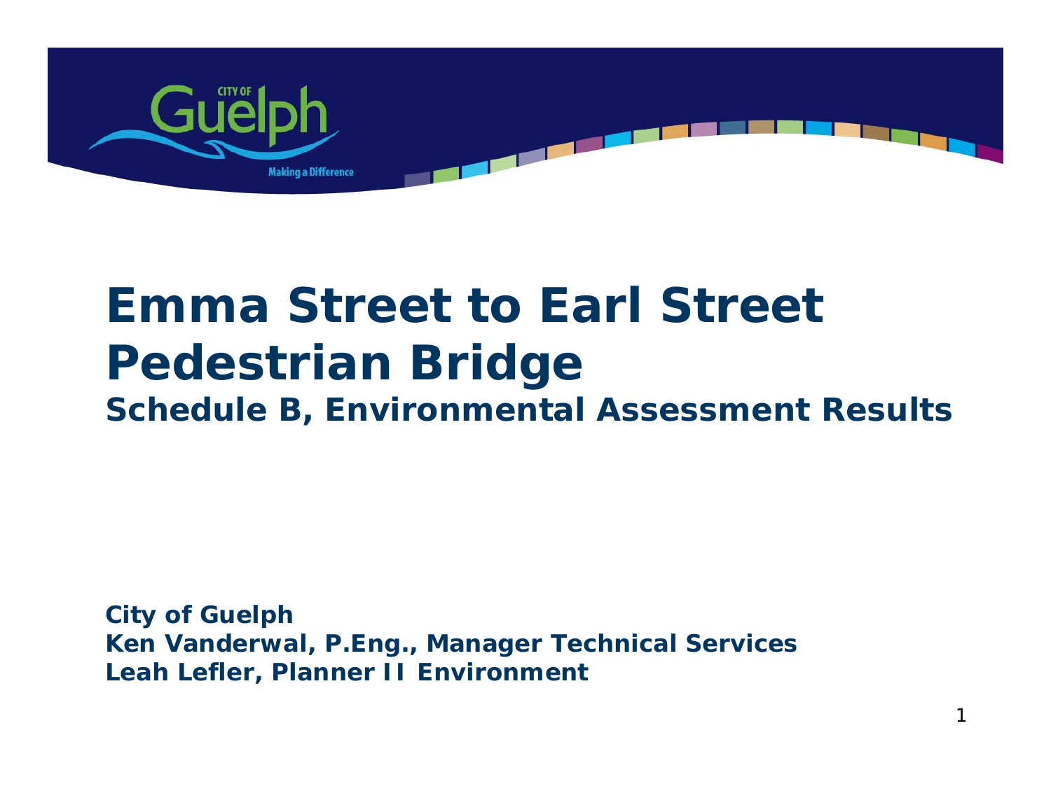# Emma Street to Earl Street Pedestrian Bridge

## Schedule B, Environmental Assessment Results

**City of Guelph**
**Ken Vanderwal, P.Eng., Manager Technical Services**
**Leah Lefler, Planner II Environment**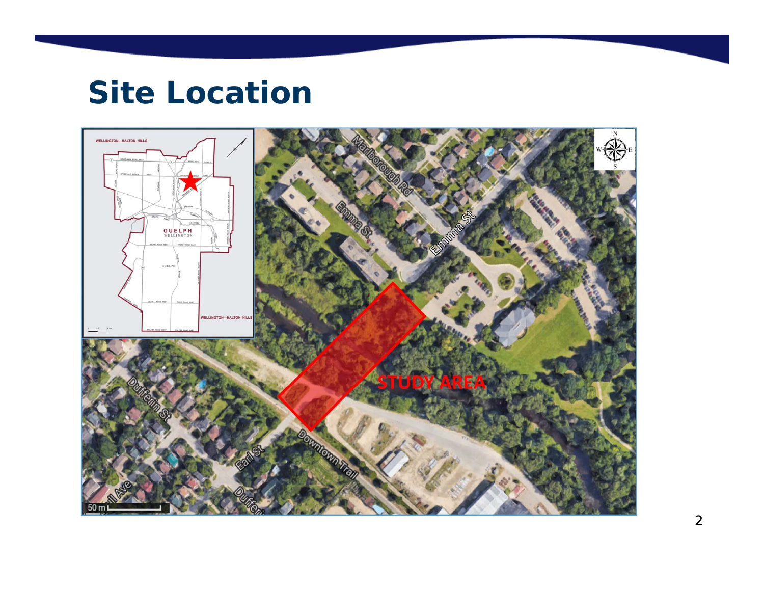# Site Location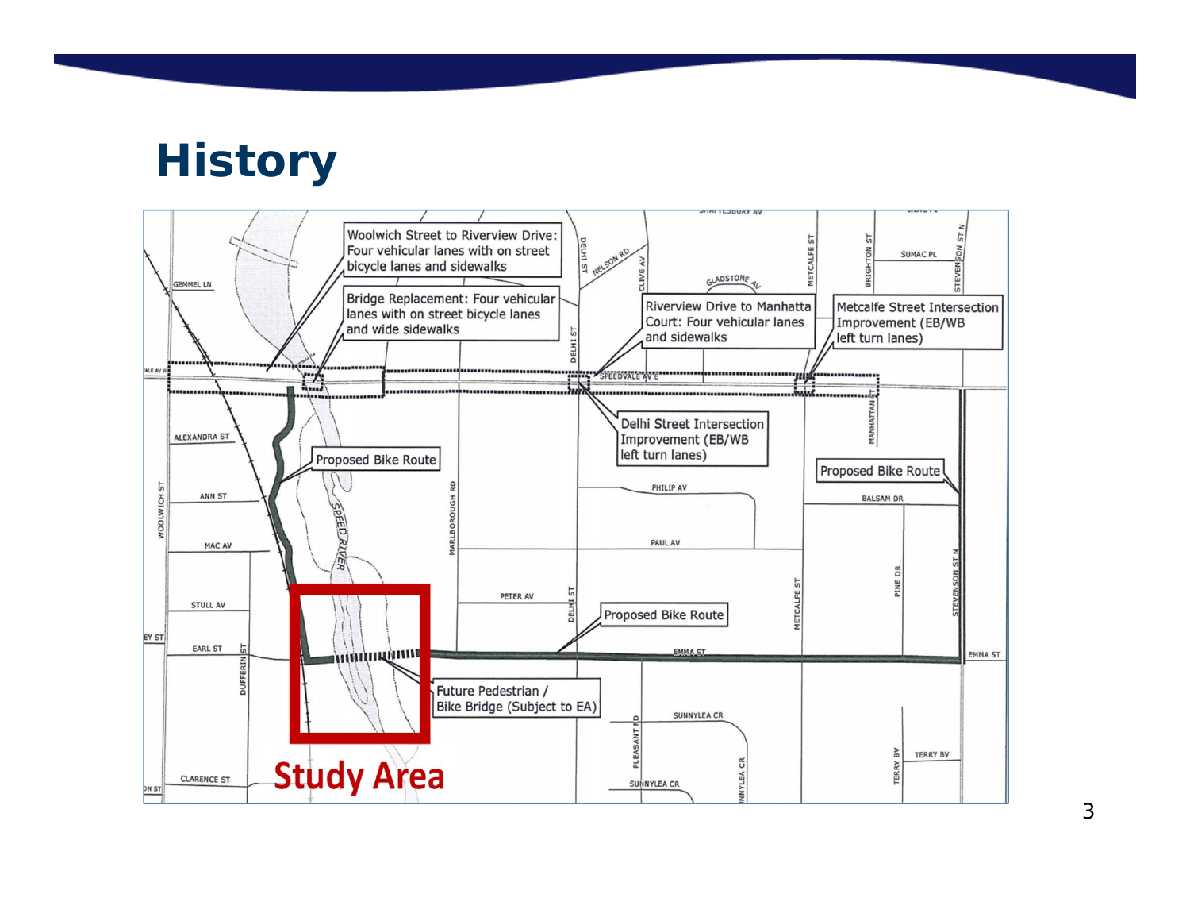# History

Woolwich Street to Riverview Drive: Four vehicular lanes with on street bicycle lanes and sidewalks

Bridge Replacement: Four vehicular lanes with on street bicycle lanes and wide sidewalks

Riverview Drive to Manhatta Court: Four vehicular lanes and sidewalks

Metcalfe Street Intersection Improvement (EB/WB left turn lanes)

Delhi Street Intersection Improvement (EB/WB left turn lanes)

Proposed Bike Route

Proposed Bike Route

Proposed Bike Route

Future Pedestrian / Bike Bridge (Subject to EA)

Study Area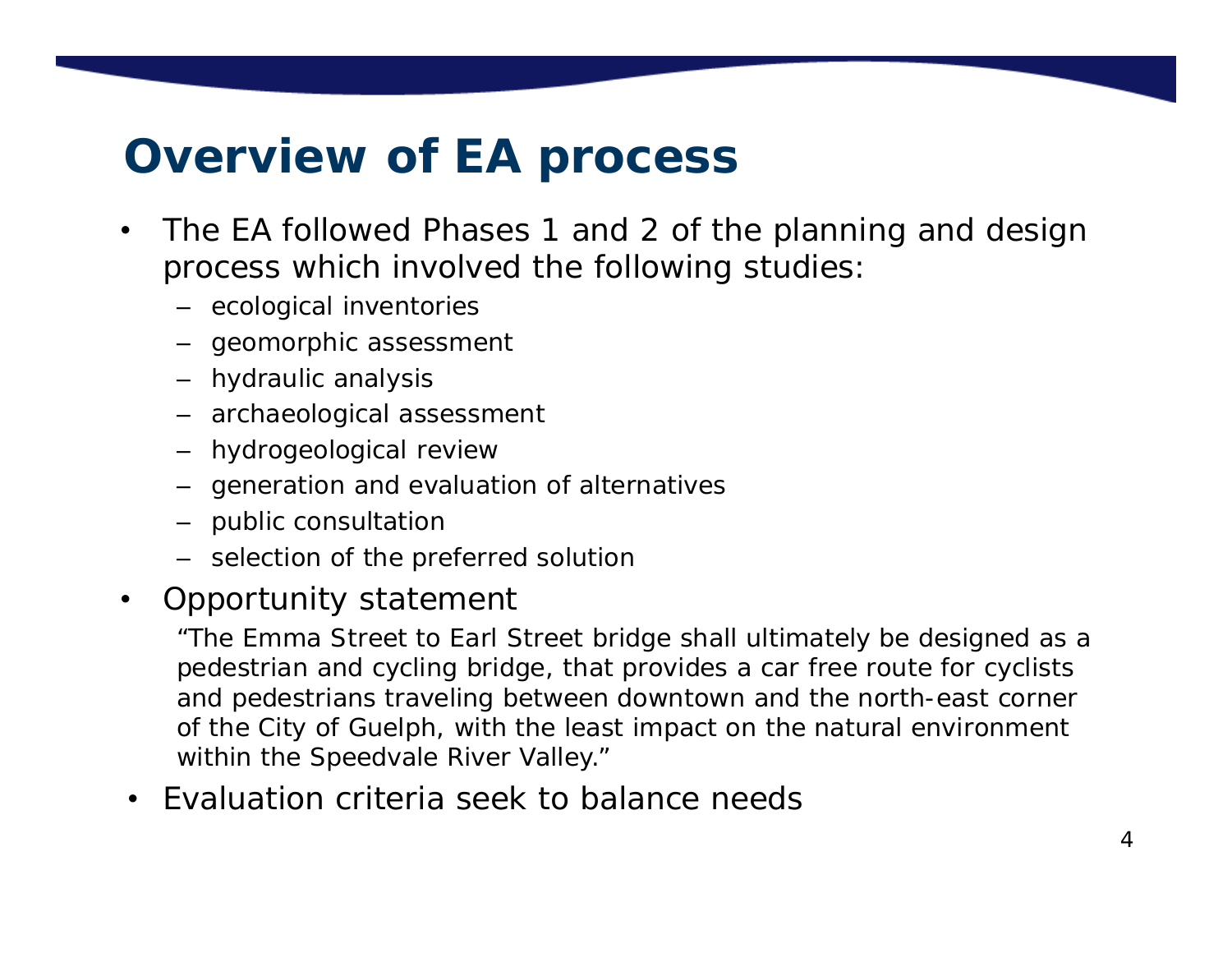# Overview of EA process

- The EA followed Phases 1 and 2 of the planning and design process which involved the following studies:
  - ecological inventories
  - geomorphic assessment
  - hydraulic analysis
  - archaeological assessment
  - hydrogeological review
  - generation and evaluation of alternatives
  - public consultation
  - selection of the preferred solution
- Opportunity statement

  "The Emma Street to Earl Street bridge shall ultimately be designed as a pedestrian and cycling bridge, that provides a car free route for cyclists and pedestrians traveling between downtown and the north-east corner of the City of Guelph, with the least impact on the natural environment within the Speedvale River Valley."
- Evaluation criteria seek to balance needs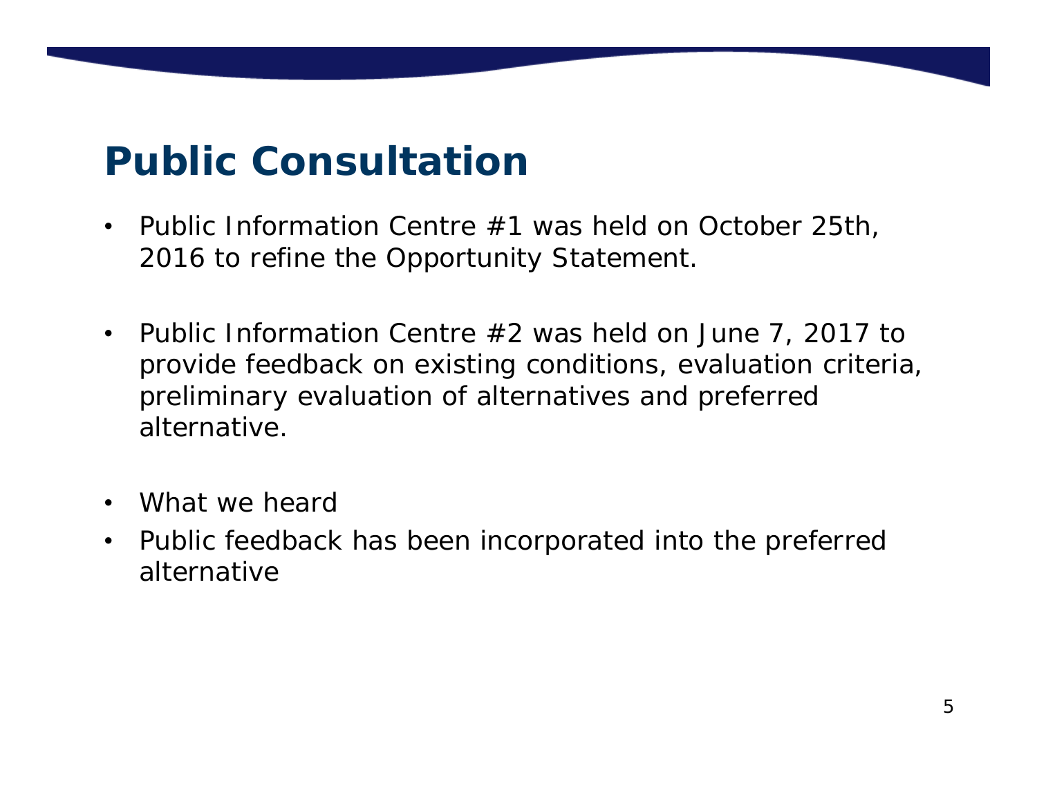# Public Consultation

- Public Information Centre #1 was held on October 25th, 2016 to refine the Opportunity Statement.

- Public Information Centre #2 was held on June 7, 2017 to provide feedback on existing conditions, evaluation criteria, preliminary evaluation of alternatives and preferred alternative.

- What we heard
- Public feedback has been incorporated into the preferred alternative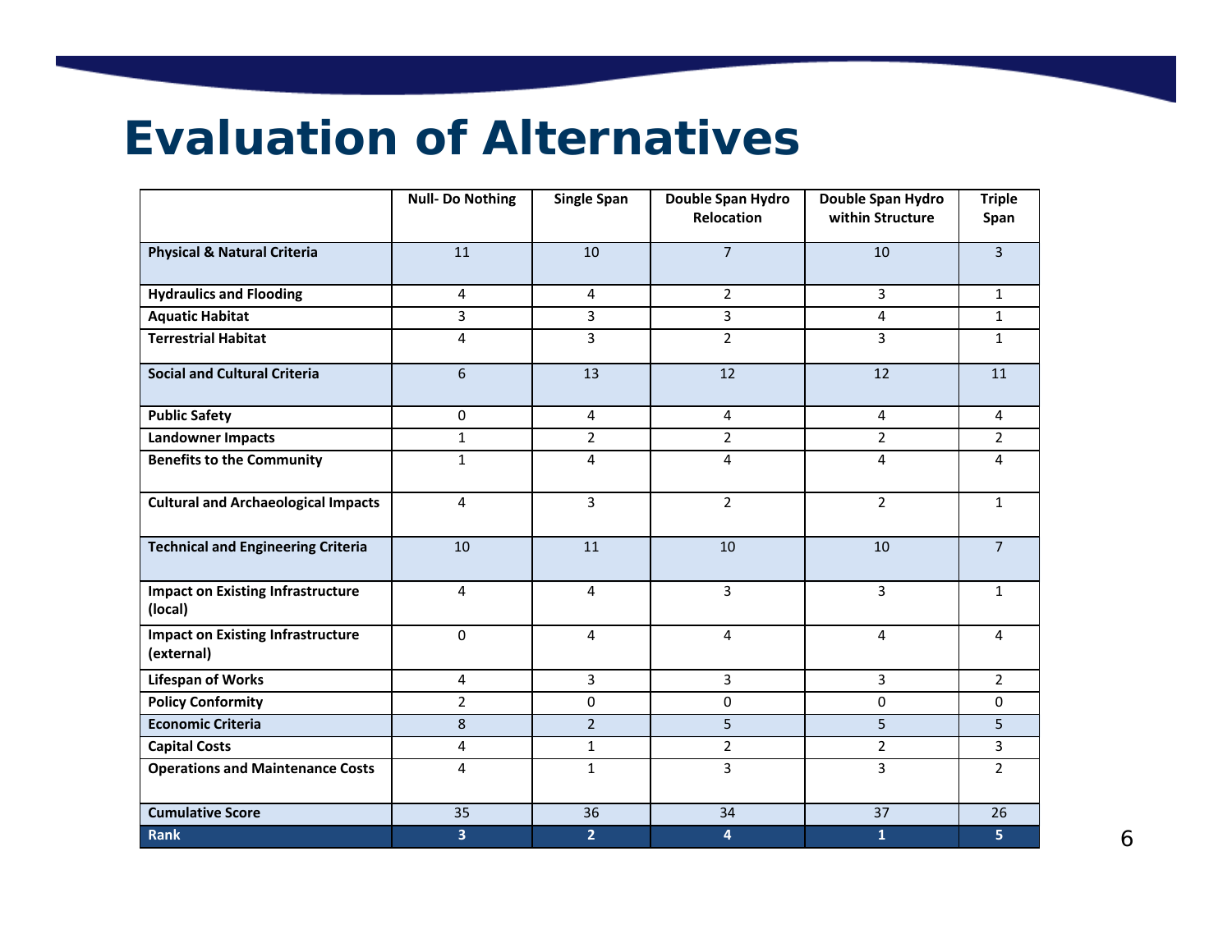# Evaluation of Alternatives

| | Null- Do Nothing | Single Span | Double Span Hydro Relocation | Double Span Hydro within Structure | Triple Span |
|---|---|---|---|---|---|
| **Physical & Natural Criteria** | 11 | 10 | 7 | 10 | 3 |
| **Hydraulics and Flooding** | 4 | 4 | 2 | 3 | 1 |
| **Aquatic Habitat** | 3 | 3 | 3 | 4 | 1 |
| **Terrestrial Habitat** | 4 | 3 | 2 | 3 | 1 |
| **Social and Cultural Criteria** | 6 | 13 | 12 | 12 | 11 |
| **Public Safety** | 0 | 4 | 4 | 4 | 4 |
| **Landowner Impacts** | 1 | 2 | 2 | 2 | 2 |
| **Benefits to the Community** | 1 | 4 | 4 | 4 | 4 |
| **Cultural and Archaeological Impacts** | 4 | 3 | 2 | 2 | 1 |
| **Technical and Engineering Criteria** | 10 | 11 | 10 | 10 | 7 |
| **Impact on Existing Infrastructure (local)** | 4 | 4 | 3 | 3 | 1 |
| **Impact on Existing Infrastructure (external)** | 0 | 4 | 4 | 4 | 4 |
| **Lifespan of Works** | 4 | 3 | 3 | 3 | 2 |
| **Policy Conformity** | 2 | 0 | 0 | 0 | 0 |
| **Economic Criteria** | 8 | 2 | 5 | 5 | 5 |
| **Capital Costs** | 4 | 1 | 2 | 2 | 3 |
| **Operations and Maintenance Costs** | 4 | 1 | 3 | 3 | 2 |
| **Cumulative Score** | 35 | 36 | 34 | 37 | 26 |
| **Rank** | **3** | **2** | **4** | **1** | **5** |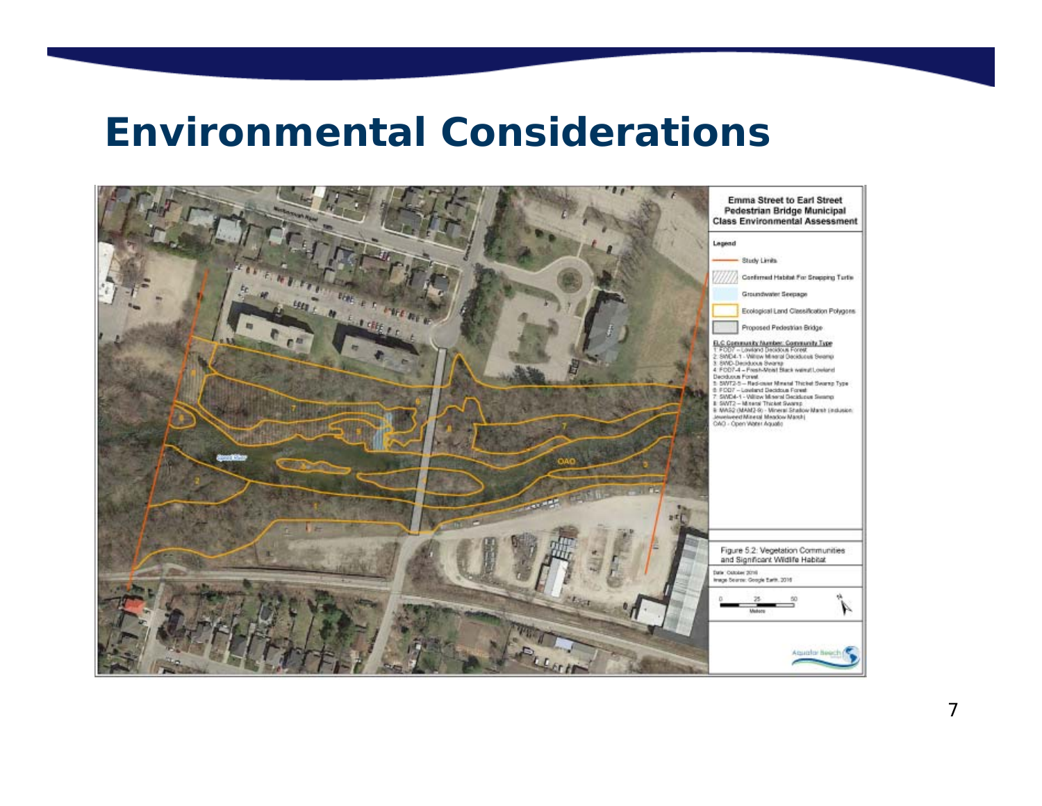# Environmental Considerations

**Emma Street to Earl Street Pedestrian Bridge Municipal Class Environmental Assessment**

Legend

- Study Limits
- Confirmed Habitat For Snapping Turtle
- Groundwater Seepage
- Ecological Land Classification Polygons
- Proposed Pedestrian Bridge

ELC Community Number: Community Type

1: FOD7 – Lowland Deciduous Forest
2: SWD4-1 - Willow Mineral Deciduous Swamp
3: SWD-Deciduous Swamp
4: FOD7-4 – Fresh-Moist Black walnut Lowland Deciduous Forest
5: SWT2-5 – Red-osier Mineral Thicket Swamp Type
6: FOD7 – Lowland Deciduous Forest
7: SWD4-1 - Willow Mineral Deciduous Swamp
8: SWT2 – Mineral Thicket Swamp
9: MAS2 (MAM2-9) - Mineral Shallow Marsh (inclusion: Jewelweed Mineral Meadow Marsh)
OAO - Open Water Aquatic

Figure 5.2: Vegetation Communities and Significant Wildlife Habitat

Date: October 2016
Image Source: Google Earth, 2016

0 25 50 Meters

Aquafor Beech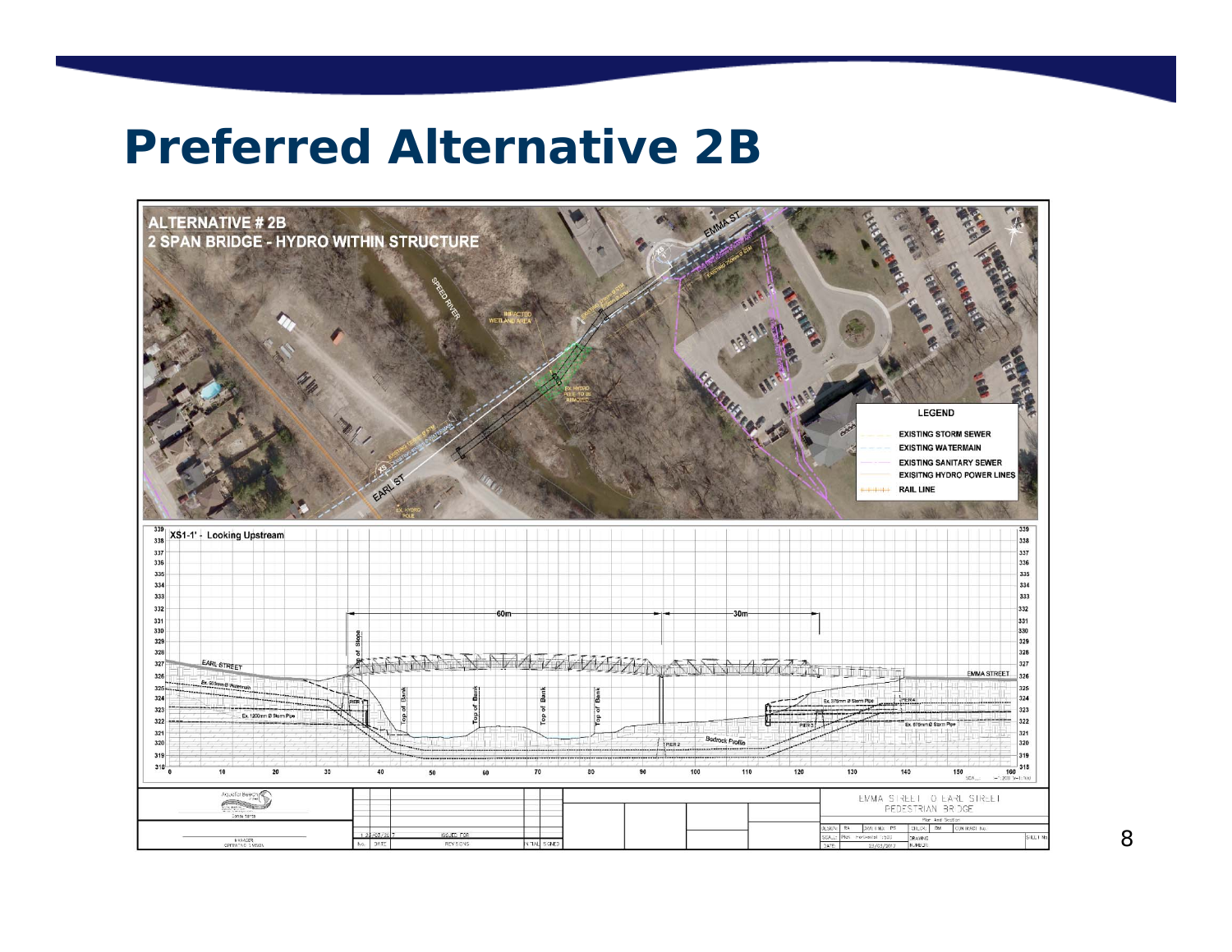# Preferred Alternative 2B

ALTERNATIVE # 2B
2 SPAN BRIDGE - HYDRO WITHIN STRUCTURE

LEGEND

- EXISTING STORM SEWER
- EXISTING WATERMAIN
- EXISTING SANITARY SEWER
- EXISITNG HYDRO POWER LINES
- RAIL LINE

XS1-1' - Looking Upstream

EMMA STREET TO EARL STREET
PEDESTRIAN BRIDGE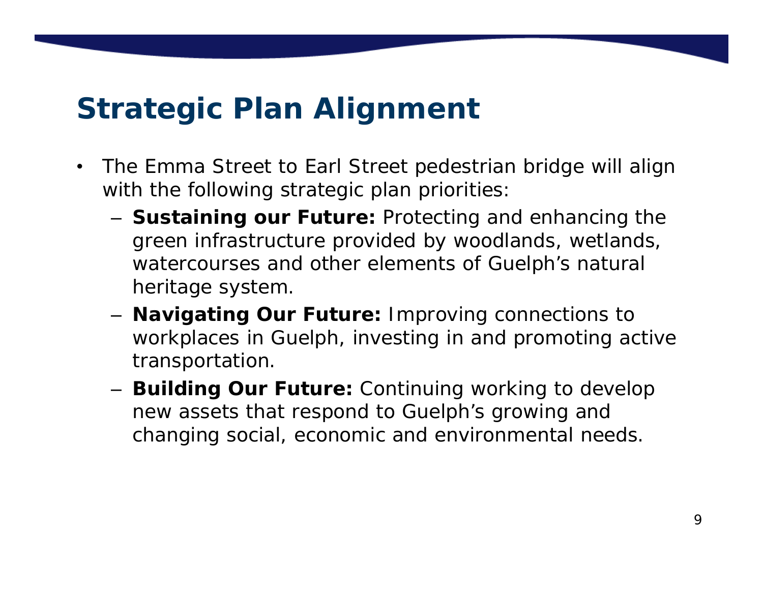# Strategic Plan Alignment

- The Emma Street to Earl Street pedestrian bridge will align with the following strategic plan priorities:
  - **Sustaining our Future:** Protecting and enhancing the green infrastructure provided by woodlands, wetlands, watercourses and other elements of Guelph's natural heritage system.
  - **Navigating Our Future:** Improving connections to workplaces in Guelph, investing in and promoting active transportation.
  - **Building Our Future:** Continuing working to develop new assets that respond to Guelph's growing and changing social, economic and environmental needs.